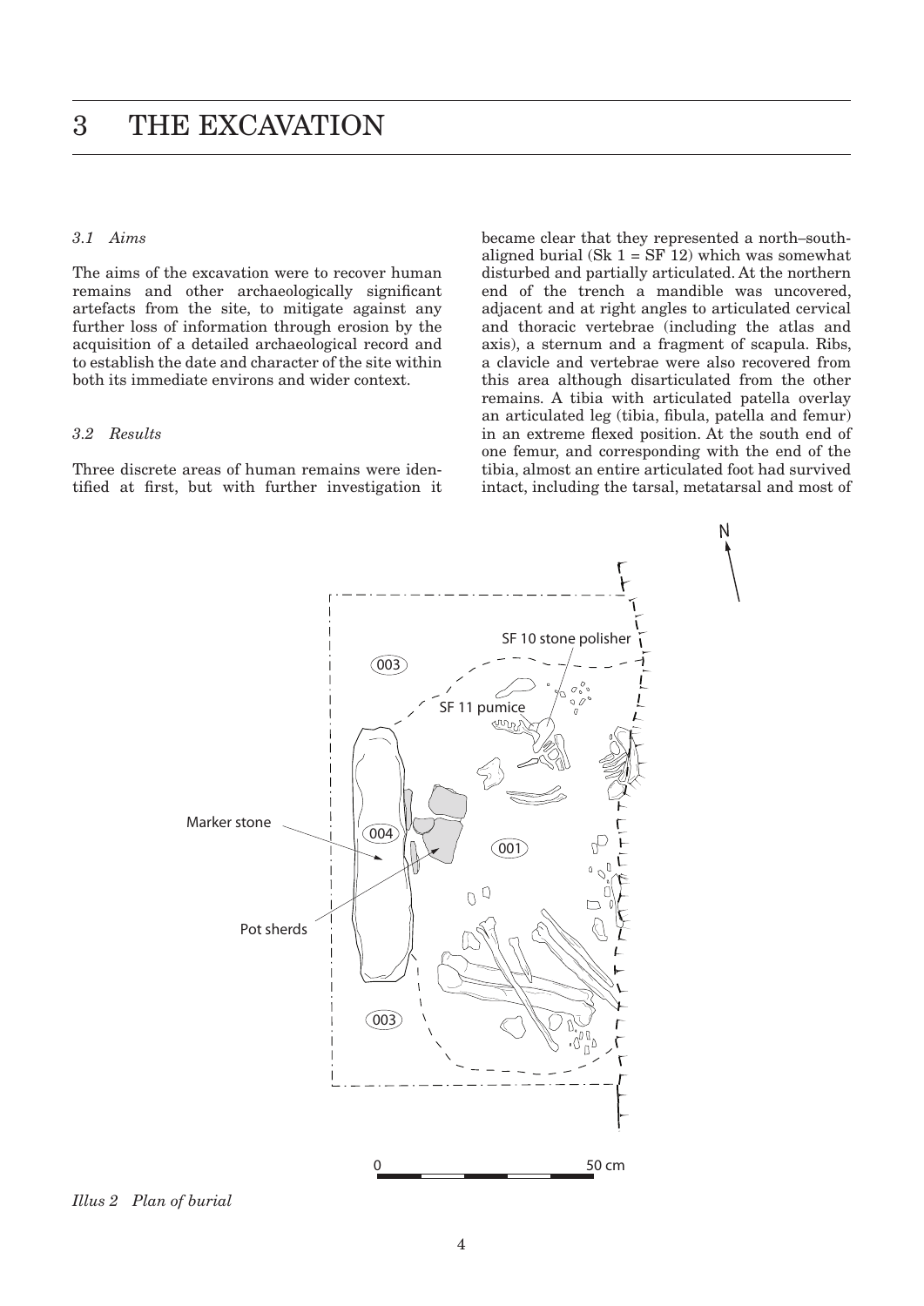# 3 THE EXCAVATION

### *3.1 Aims*

The aims of the excavation were to recover human remains and other archaeologically significant artefacts from the site, to mitigate against any further loss of information through erosion by the acquisition of a detailed archaeological record and to establish the date and character of the site within both its immediate environs and wider context.

### *3.2 Results*

Three discrete areas of human remains were identified at first, but with further investigation it became clear that they represented a north–south-aligned burial (Sk 1 = SF 12) which was somewhat disturbed and partially articulated. At the northern end of the trench a mandible was uncovered, adjacent and at right angles to articulated cervical and thoracic vertebrae (including the atlas and axis), a sternum and a fragment of scapula. Ribs, a clavicle and vertebrae were also recovered from this area although disarticulated from the other remains. A tibia with articulated patella overlay an articulated leg (tibia, fibula, patella and femur) in an extreme flexed position. At the south end of one femur, and corresponding with the end of the tibia, almost an entire articulated foot had survived intact, including the tarsal, metatarsal and most of

*Illus 2 Plan of burial*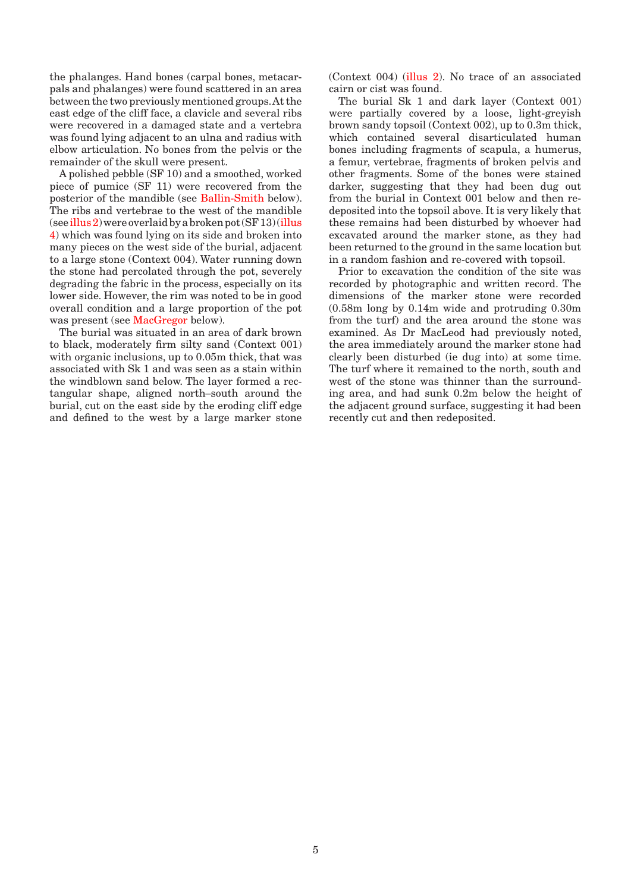the phalanges. Hand bones (carpal bones, metacarpals and phalanges) were found scattered in an area between the two previously mentioned groups. At the east edge of the cliff face, a clavicle and several ribs were recovered in a damaged state and a vertebra was found lying adjacent to an ulna and radius with elbow articulation. No bones from the pelvis or the remainder of the skull were present.

A polished pebble (SF 10) and a smoothed, worked piece of pumice (SF 11) were recovered from the posterior of the mandible (see Ballin-Smith below). The ribs and vertebrae to the west of the mandible (see illus 2) were overlaid by a broken pot (SF 13) (illus 4) which was found lying on its side and broken into many pieces on the west side of the burial, adjacent to a large stone (Context 004). Water running down the stone had percolated through the pot, severely degrading the fabric in the process, especially on its lower side. However, the rim was noted to be in good overall condition and a large proportion of the pot was present (see MacGregor below).

The burial was situated in an area of dark brown to black, moderately firm silty sand (Context 001) with organic inclusions, up to 0.05m thick, that was associated with Sk 1 and was seen as a stain within the windblown sand below. The layer formed a rectangular shape, aligned north–south around the burial, cut on the east side by the eroding cliff edge and defined to the west by a large marker stone (Context 004) (illus 2). No trace of an associated cairn or cist was found.

The burial Sk 1 and dark layer (Context 001) were partially covered by a loose, light-greyish brown sandy topsoil (Context 002), up to 0.3m thick, which contained several disarticulated human bones including fragments of scapula, a humerus, a femur, vertebrae, fragments of broken pelvis and other fragments. Some of the bones were stained darker, suggesting that they had been dug out from the burial in Context 001 below and then re-deposited into the topsoil above. It is very likely that these remains had been disturbed by whoever had excavated around the marker stone, as they had been returned to the ground in the same location but in a random fashion and re-covered with topsoil.

Prior to excavation the condition of the site was recorded by photographic and written record. The dimensions of the marker stone were recorded (0.58m long by 0.14m wide and protruding 0.30m from the turf) and the area around the stone was examined. As Dr MacLeod had previously noted, the area immediately around the marker stone had clearly been disturbed (ie dug into) at some time. The turf where it remained to the north, south and west of the stone was thinner than the surrounding area, and had sunk 0.2m below the height of the adjacent ground surface, suggesting it had been recently cut and then redeposited.